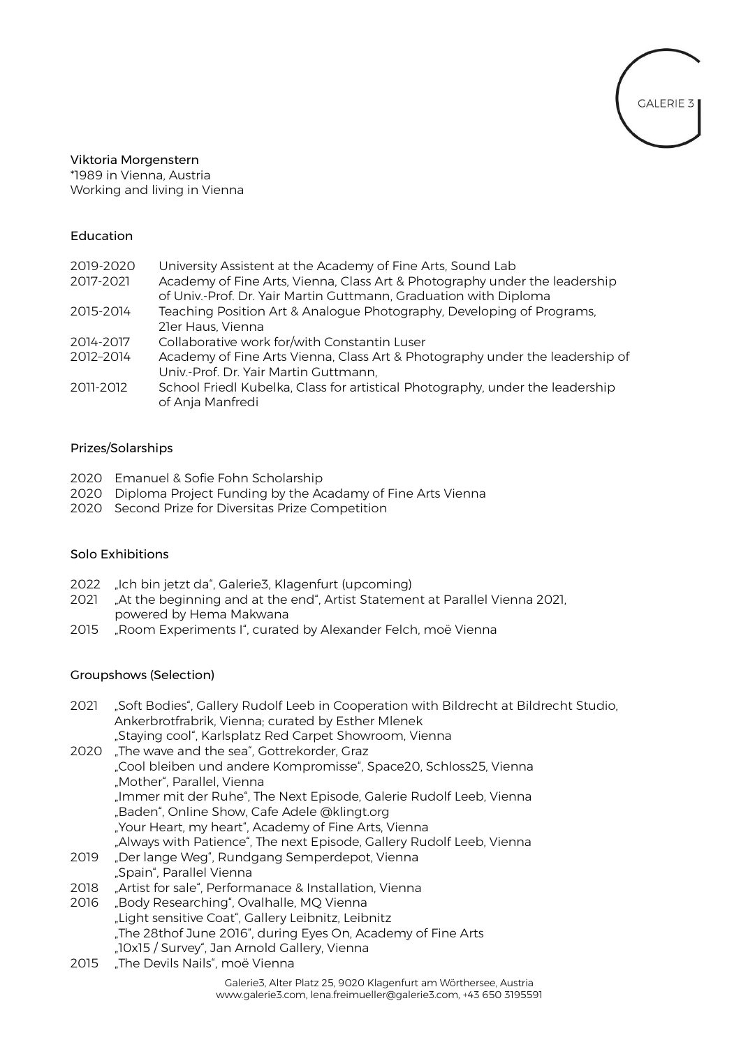GALERIE 3

Viktoria Morgenstern
*1989 in Vienna, Austria
Working and living in Vienna

## Education

| | |
|---|---|
| 2019-2020 | University Assistent at the Academy of Fine Arts, Sound Lab |
| 2017-2021 | Academy of Fine Arts, Vienna, Class Art & Photography under the leadership of Univ.-Prof. Dr. Yair Martin Guttmann, Graduation with Diploma |
| 2015-2014 | Teaching Position Art & Analogue Photography, Developing of Programs, 21er Haus, Vienna |
| 2014-2017 | Collaborative work for/with Constantin Luser |
| 2012–2014 | Academy of Fine Arts Vienna, Class Art & Photography under the leadership of Univ.-Prof. Dr. Yair Martin Guttmann, |
| 2011-2012 | School Friedl Kubelka, Class for artistical Photography, under the leadership of Anja Manfredi |

## Prizes/Solarships

2020 Emanuel & Sofie Fohn Scholarship
2020 Diploma Project Funding by the Acadamy of Fine Arts Vienna
2020 Second Prize for Diversitas Prize Competition

## Solo Exhibitions

2022 „Ich bin jetzt da“, Galerie3, Klagenfurt (upcoming)
2021 „At the beginning and at the end“, Artist Statement at Parallel Vienna 2021, powered by Hema Makwana
2015 „Room Experiments I“, curated by Alexander Felch, moë Vienna

## Groupshows (Selection)

2021 „Soft Bodies“, Gallery Rudolf Leeb in Cooperation with Bildrecht at Bildrecht Studio, Ankerbrotfrabrik, Vienna; curated by Esther Mlenek
„Staying cool“, Karlsplatz Red Carpet Showroom, Vienna

2020 „The wave and the sea“, Gottrekorder, Graz
„Cool bleiben und andere Kompromisse“, Space20, Schloss25, Vienna
„Mother“, Parallel, Vienna
„Immer mit der Ruhe“, The Next Episode, Galerie Rudolf Leeb, Vienna
„Baden“, Online Show, Cafe Adele @klingt.org
„Your Heart, my heart“, Academy of Fine Arts, Vienna
„Always with Patience“, The next Episode, Gallery Rudolf Leeb, Vienna

2019 „Der lange Weg“, Rundgang Semperdepot, Vienna
„Spain“, Parallel Vienna

2018 „Artist for sale“, Performanace & Installation, Vienna

2016 „Body Researching“, Ovalhalle, MQ Vienna
„Light sensitive Coat“, Gallery Leibnitz, Leibnitz
„The 28thof June 2016“, during Eyes On, Academy of Fine Arts
„10x15 / Survey“, Jan Arnold Gallery, Vienna

2015 „The Devils Nails“, moë Vienna

Galerie3, Alter Platz 25, 9020 Klagenfurt am Wörthersee, Austria
www.galerie3.com, lena.freimueller@galerie3.com, +43 650 3195591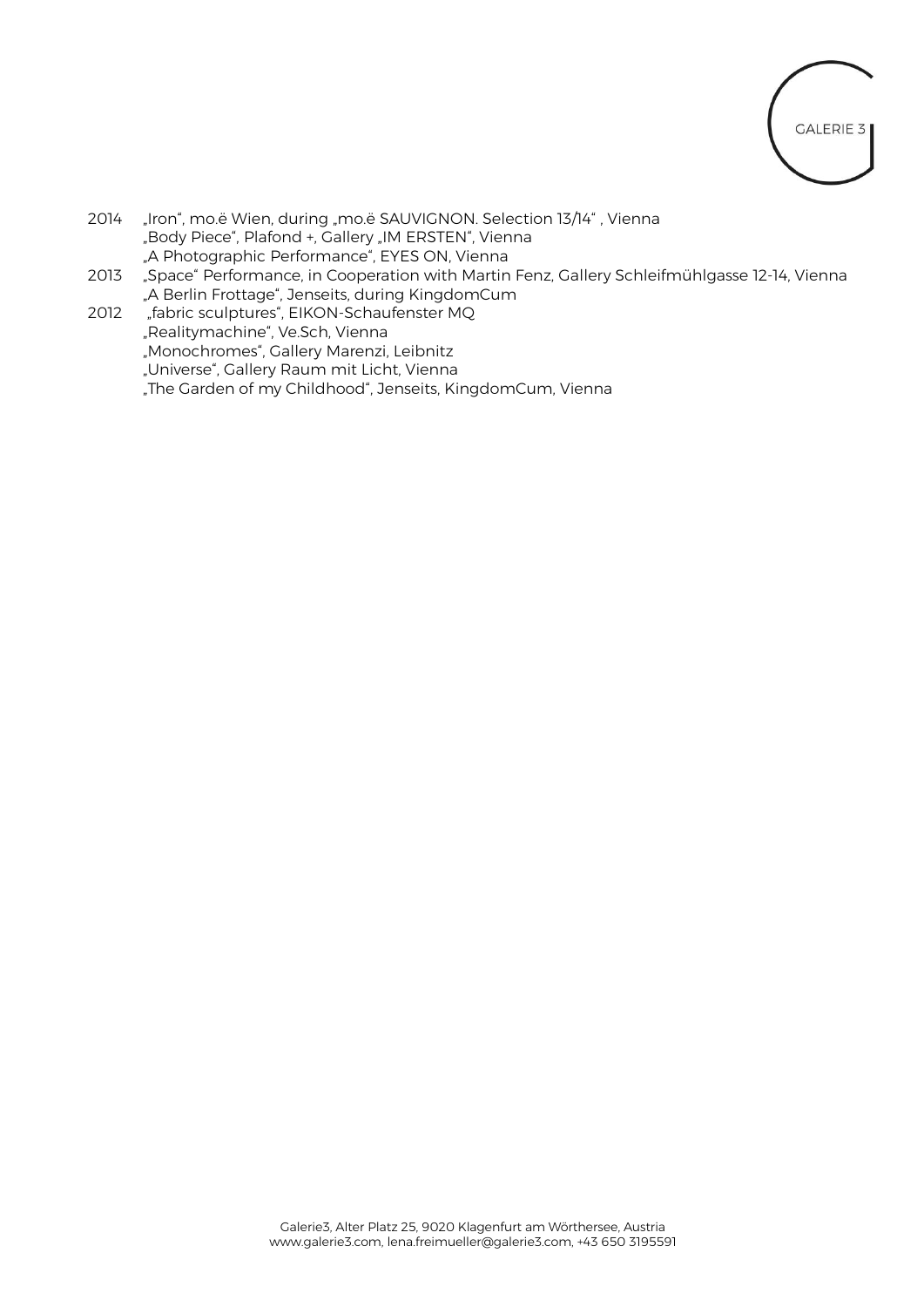2014 „Iron“, mo.ë Wien, during „mo.ë SAUVIGNON. Selection 13/14“ , Vienna
„Body Piece“, Plafond +, Gallery „IM ERSTEN“, Vienna
„A Photographic Performance“, EYES ON, Vienna

2013 „Space“ Performance, in Cooperation with Martin Fenz, Gallery Schleifmühlgasse 12-14, Vienna
„A Berlin Frottage“, Jenseits, during KingdomCum

2012 „fabric sculptures“, EIKON-Schaufenster MQ
„Realitymachine“, Ve.Sch, Vienna
„Monochromes“, Gallery Marenzi, Leibnitz
„Universe“, Gallery Raum mit Licht, Vienna
„The Garden of my Childhood“, Jenseits, KingdomCum, Vienna